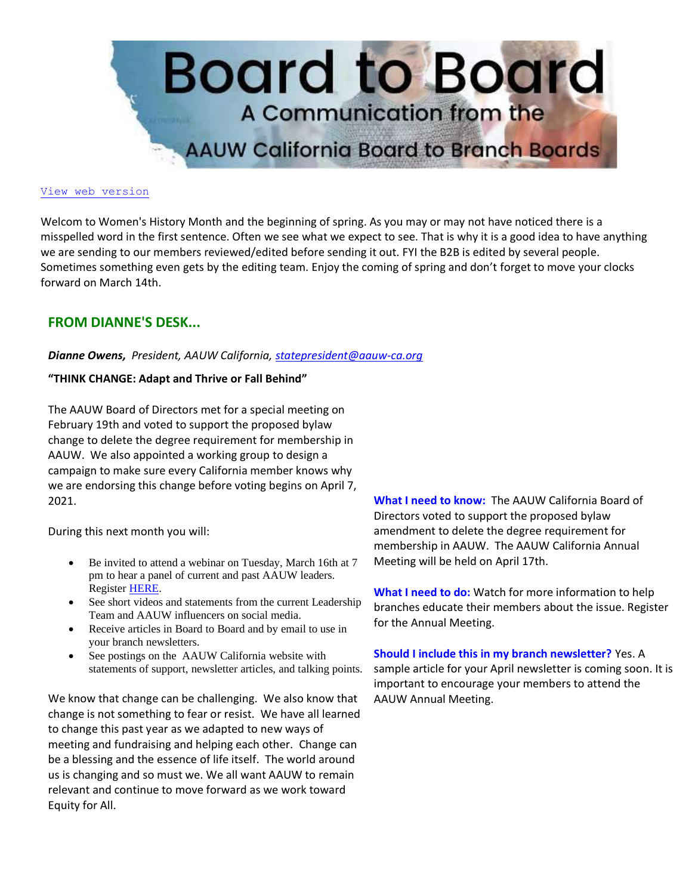# Board to Board

## A Communication from the AAUW California Board to Branch Boards

View web version

Welcom to Women's History Month and the beginning of spring. As you may or may not have noticed there is a misspelled word in the first sentence. Often we see what we expect to see. That is why it is a good idea to have anything we are sending to our members reviewed/edited before sending it out. FYI the B2B is edited by several people. Sometimes something even gets by the editing team. Enjoy the coming of spring and don't forget to move your clocks forward on March 14th.

## FROM DIANNE'S DESK...

***Dianne Owens,*** *President, AAUW California, statepresident@aauw-ca.org*

**"THINK CHANGE: Adapt and Thrive or Fall Behind"**

The AAUW Board of Directors met for a special meeting on February 19th and voted to support the proposed bylaw change to delete the degree requirement for membership in AAUW. We also appointed a working group to design a campaign to make sure every California member knows why we are endorsing this change before voting begins on April 7, 2021.

During this next month you will:

- Be invited to attend a webinar on Tuesday, March 16th at 7 pm to hear a panel of current and past AAUW leaders. Register HERE.
- See short videos and statements from the current Leadership Team and AAUW influencers on social media.
- Receive articles in Board to Board and by email to use in your branch newsletters.
- See postings on the AAUW California website with statements of support, newsletter articles, and talking points.

We know that change can be challenging. We also know that change is not something to fear or resist. We have all learned to change this past year as we adapted to new ways of meeting and fundraising and helping each other. Change can be a blessing and the essence of life itself. The world around us is changing and so must we. We all want AAUW to remain relevant and continue to move forward as we work toward Equity for All.

**What I need to know:** The AAUW California Board of Directors voted to support the proposed bylaw amendment to delete the degree requirement for membership in AAUW. The AAUW California Annual Meeting will be held on April 17th.

**What I need to do:** Watch for more information to help branches educate their members about the issue. Register for the Annual Meeting.

**Should I include this in my branch newsletter?** Yes. A sample article for your April newsletter is coming soon. It is important to encourage your members to attend the AAUW Annual Meeting.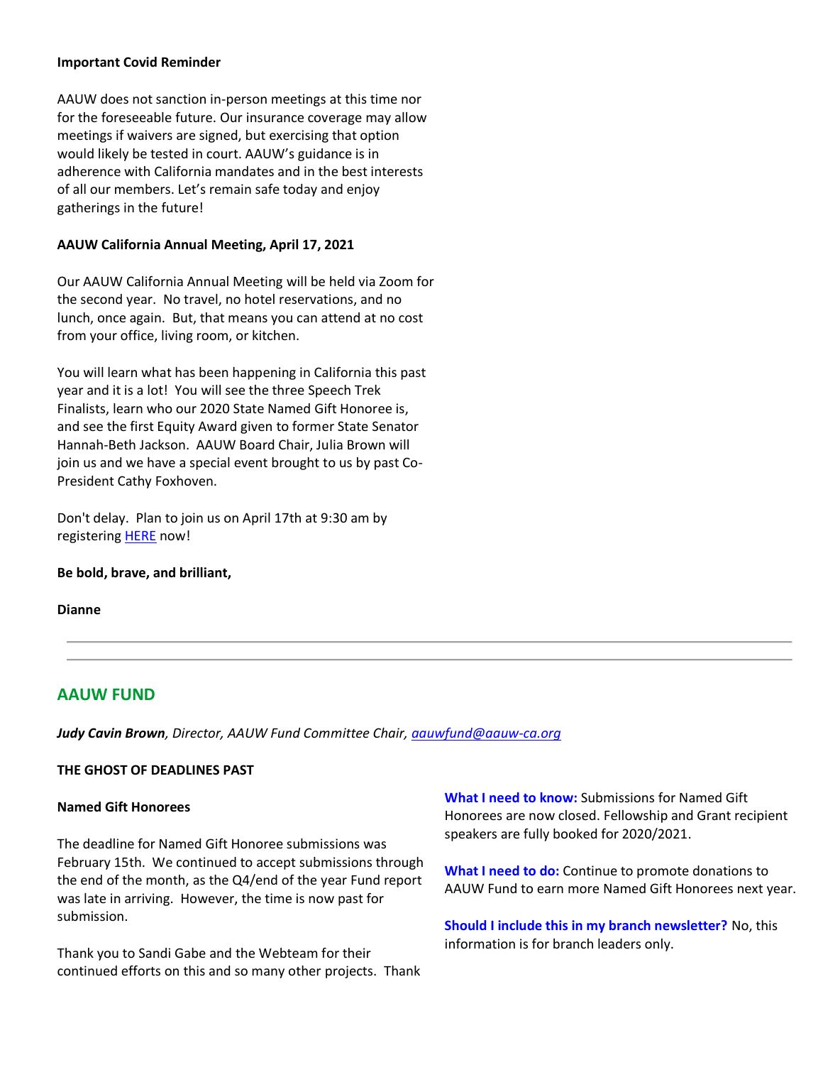**Important Covid Reminder**

AAUW does not sanction in-person meetings at this time nor for the foreseeable future. Our insurance coverage may allow meetings if waivers are signed, but exercising that option would likely be tested in court. AAUW's guidance is in adherence with California mandates and in the best interests of all our members. Let's remain safe today and enjoy gatherings in the future!

**AAUW California Annual Meeting, April 17, 2021**

Our AAUW California Annual Meeting will be held via Zoom for the second year. No travel, no hotel reservations, and no lunch, once again. But, that means you can attend at no cost from your office, living room, or kitchen.

You will learn what has been happening in California this past year and it is a lot! You will see the three Speech Trek Finalists, learn who our 2020 State Named Gift Honoree is, and see the first Equity Award given to former State Senator Hannah-Beth Jackson. AAUW Board Chair, Julia Brown will join us and we have a special event brought to us by past Co-President Cathy Foxhoven.

Don't delay. Plan to join us on April 17th at 9:30 am by registering HERE now!

**Be bold, brave, and brilliant,**

**Dianne**

---

## AAUW FUND

***Judy Cavin Brown**, Director, AAUW Fund Committee Chair, aauwfund@aauw-ca.org*

**THE GHOST OF DEADLINES PAST**

**Named Gift Honorees**

The deadline for Named Gift Honoree submissions was February 15th. We continued to accept submissions through the end of the month, as the Q4/end of the year Fund report was late in arriving. However, the time is now past for submission.

Thank you to Sandi Gabe and the Webteam for their continued efforts on this and so many other projects. Thank

**What I need to know:** Submissions for Named Gift Honorees are now closed. Fellowship and Grant recipient speakers are fully booked for 2020/2021.

**What I need to do:** Continue to promote donations to AAUW Fund to earn more Named Gift Honorees next year.

**Should I include this in my branch newsletter?** No, this information is for branch leaders only.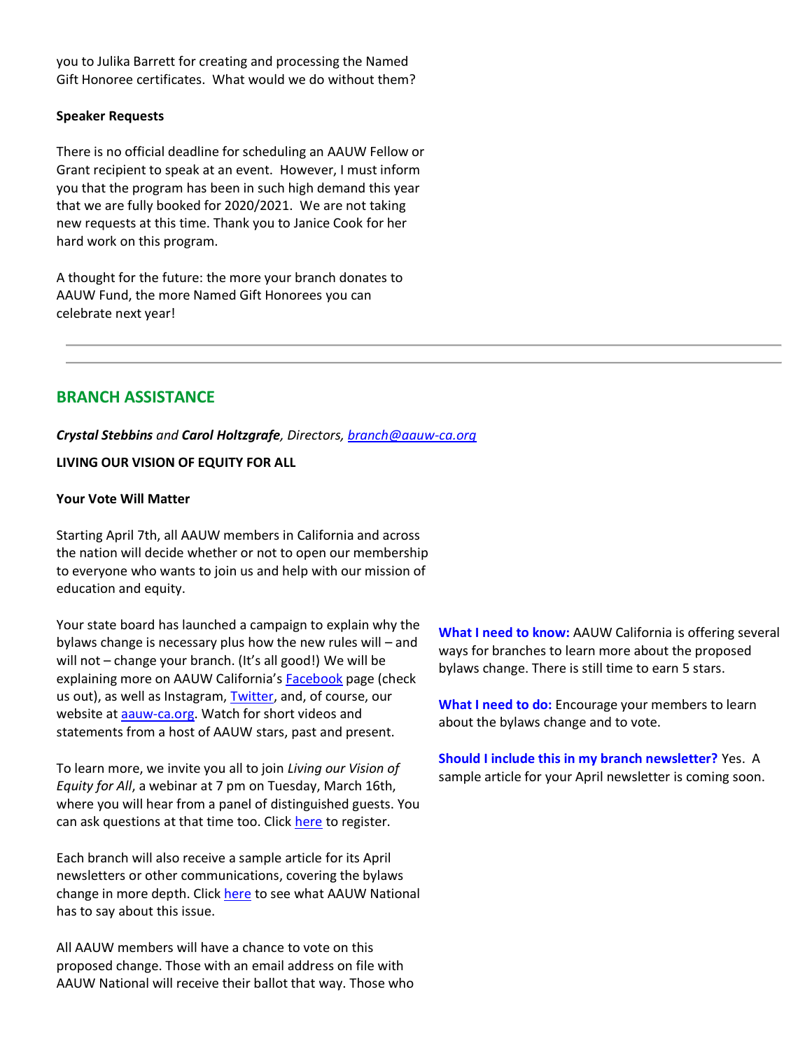you to Julika Barrett for creating and processing the Named Gift Honoree certificates. What would we do without them?

**Speaker Requests**

There is no official deadline for scheduling an AAUW Fellow or Grant recipient to speak at an event. However, I must inform you that the program has been in such high demand this year that we are fully booked for 2020/2021. We are not taking new requests at this time. Thank you to Janice Cook for her hard work on this program.

A thought for the future: the more your branch donates to AAUW Fund, the more Named Gift Honorees you can celebrate next year!

---

## BRANCH ASSISTANCE

***Crystal Stebbins** and **Carol Holtzgrafe**, Directors, [branch@aauw-ca.org](mailto:branch@aauw-ca.org)*

**LIVING OUR VISION OF EQUITY FOR ALL**

**Your Vote Will Matter**

Starting April 7th, all AAUW members in California and across the nation will decide whether or not to open our membership to everyone who wants to join us and help with our mission of education and equity.

Your state board has launched a campaign to explain why the bylaws change is necessary plus how the new rules will – and will not – change your branch. (It's all good!) We will be explaining more on AAUW California's [Facebook]() page (check us out), as well as Instagram, [Twitter](), and, of course, our website at [aauw-ca.org](). Watch for short videos and statements from a host of AAUW stars, past and present.

To learn more, we invite you all to join *Living our Vision of Equity for All*, a webinar at 7 pm on Tuesday, March 16th, where you will hear from a panel of distinguished guests. You can ask questions at that time too. Click [here]() to register.

Each branch will also receive a sample article for its April newsletters or other communications, covering the bylaws change in more depth. Click [here]() to see what AAUW National has to say about this issue.

All AAUW members will have a chance to vote on this proposed change. Those with an email address on file with AAUW National will receive their ballot that way. Those who

**What I need to know:** AAUW California is offering several ways for branches to learn more about the proposed bylaws change. There is still time to earn 5 stars.

**What I need to do:** Encourage your members to learn about the bylaws change and to vote.

**Should I include this in my branch newsletter?** Yes. A sample article for your April newsletter is coming soon.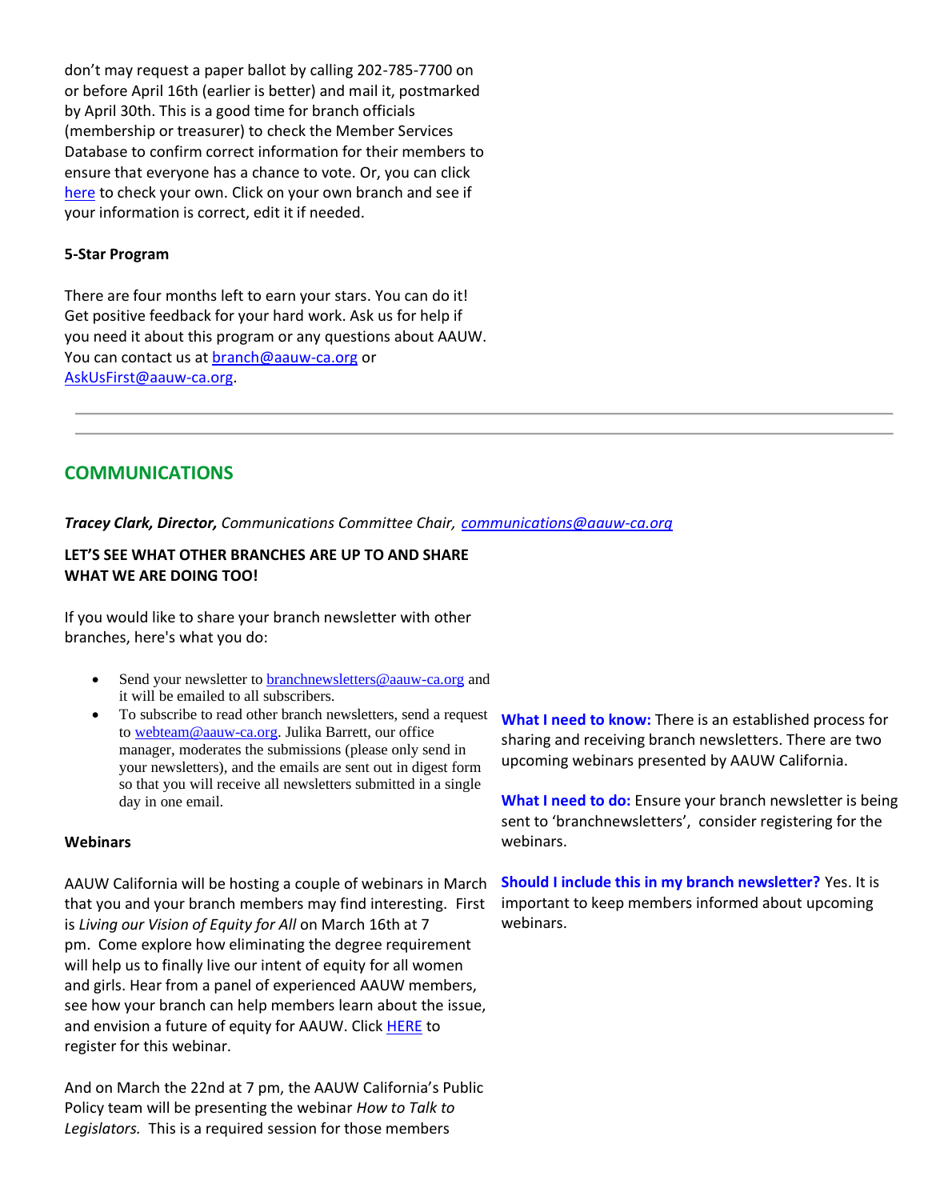don't may request a paper ballot by calling 202-785-7700 on or before April 16th (earlier is better) and mail it, postmarked by April 30th. This is a good time for branch officials (membership or treasurer) to check the Member Services Database to confirm correct information for their members to ensure that everyone has a chance to vote. Or, you can click here to check your own. Click on your own branch and see if your information is correct, edit it if needed.

**5-Star Program**

There are four months left to earn your stars. You can do it! Get positive feedback for your hard work. Ask us for help if you need it about this program or any questions about AAUW. You can contact us at branch@aauw-ca.org or AskUsFirst@aauw-ca.org.

---

## COMMUNICATIONS

***Tracey Clark, Director,*** *Communications Committee Chair, communications@aauw-ca.org*

**LET'S SEE WHAT OTHER BRANCHES ARE UP TO AND SHARE WHAT WE ARE DOING TOO!**

If you would like to share your branch newsletter with other branches, here's what you do:

- Send your newsletter to branchnewsletters@aauw-ca.org and it will be emailed to all subscribers.
- To subscribe to read other branch newsletters, send a request to webteam@aauw-ca.org. Julika Barrett, our office manager, moderates the submissions (please only send in your newsletters), and the emails are sent out in digest form so that you will receive all newsletters submitted in a single day in one email.

**Webinars**

AAUW California will be hosting a couple of webinars in March that you and your branch members may find interesting. First is *Living our Vision of Equity for All* on March 16th at 7 pm. Come explore how eliminating the degree requirement will help us to finally live our intent of equity for all women and girls. Hear from a panel of experienced AAUW members, see how your branch can help members learn about the issue, and envision a future of equity for AAUW. Click HERE to register for this webinar.

And on March the 22nd at 7 pm, the AAUW California's Public Policy team will be presenting the webinar *How to Talk to Legislators.* This is a required session for those members

**What I need to know:** There is an established process for sharing and receiving branch newsletters. There are two upcoming webinars presented by AAUW California.

**What I need to do:** Ensure your branch newsletter is being sent to 'branchnewsletters', consider registering for the webinars.

**Should I include this in my branch newsletter?** Yes. It is important to keep members informed about upcoming webinars.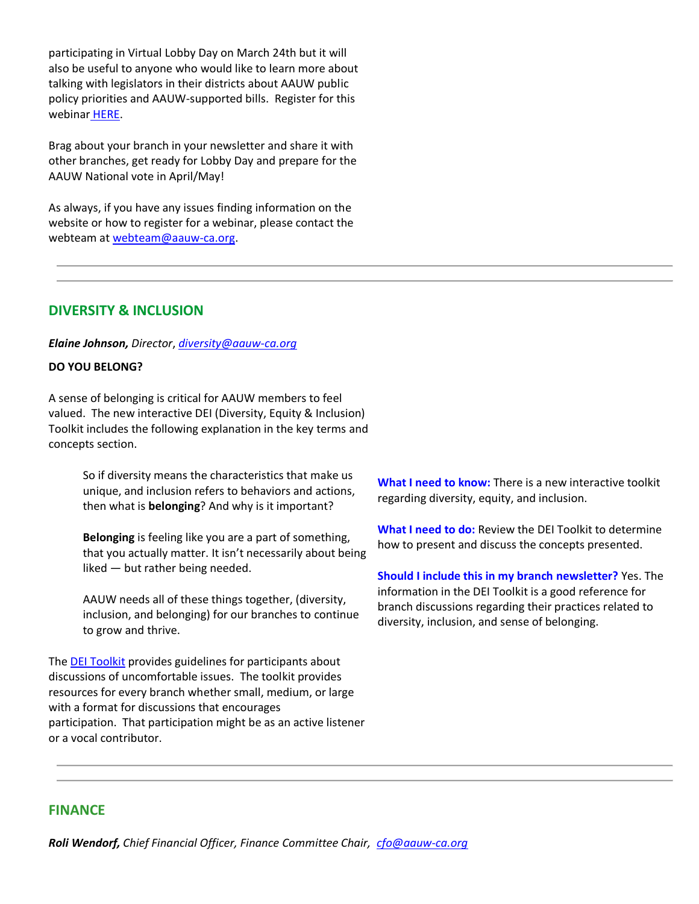participating in Virtual Lobby Day on March 24th but it will also be useful to anyone who would like to learn more about talking with legislators in their districts about AAUW public policy priorities and AAUW-supported bills. Register for this webinar HERE.

Brag about your branch in your newsletter and share it with other branches, get ready for Lobby Day and prepare for the AAUW National vote in April/May!

As always, if you have any issues finding information on the website or how to register for a webinar, please contact the webteam at webteam@aauw-ca.org.

---

## DIVERSITY & INCLUSION

***Elaine Johnson,*** *Director, diversity@aauw-ca.org*

**DO YOU BELONG?**

A sense of belonging is critical for AAUW members to feel valued. The new interactive DEI (Diversity, Equity & Inclusion) Toolkit includes the following explanation in the key terms and concepts section.

> So if diversity means the characteristics that make us unique, and inclusion refers to behaviors and actions, then what is **belonging**? And why is it important?
>
> **Belonging** is feeling like you are a part of something, that you actually matter. It isn't necessarily about being liked — but rather being needed.
>
> AAUW needs all of these things together, (diversity, inclusion, and belonging) for our branches to continue to grow and thrive.

The DEI Toolkit provides guidelines for participants about discussions of uncomfortable issues. The toolkit provides resources for every branch whether small, medium, or large with a format for discussions that encourages participation. That participation might be as an active listener or a vocal contributor.

**What I need to know:** There is a new interactive toolkit regarding diversity, equity, and inclusion.

**What I need to do:** Review the DEI Toolkit to determine how to present and discuss the concepts presented.

**Should I include this in my branch newsletter?** Yes. The information in the DEI Toolkit is a good reference for branch discussions regarding their practices related to diversity, inclusion, and sense of belonging.

---

## FINANCE

***Roli Wendorf,*** *Chief Financial Officer, Finance Committee Chair, cfo@aauw-ca.org*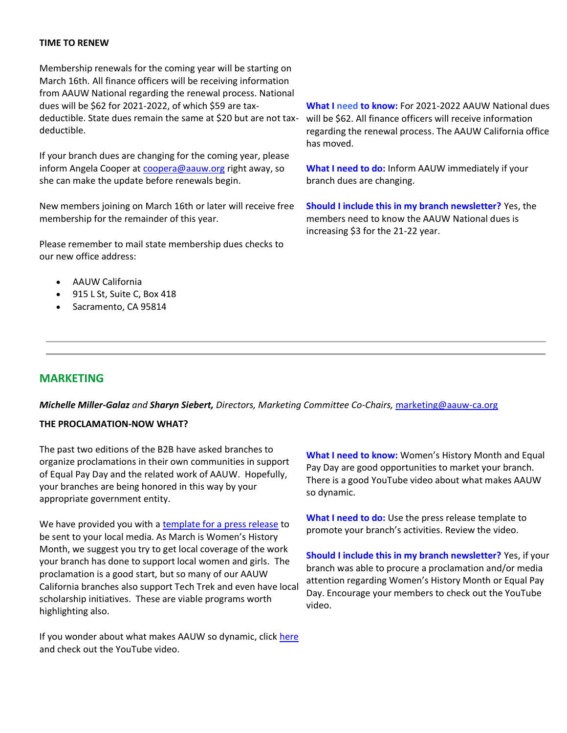**TIME TO RENEW**

Membership renewals for the coming year will be starting on March 16th. All finance officers will be receiving information from AAUW National regarding the renewal process. National dues will be $62 for 2021-2022, of which $59 are tax-deductible. State dues remain the same at $20 but are not tax-deductible.

If your branch dues are changing for the coming year, please inform Angela Cooper at [coopera@aauw.org](mailto:coopera@aauw.org) right away, so she can make the update before renewals begin.

New members joining on March 16th or later will receive free membership for the remainder of this year.

Please remember to mail state membership dues checks to our new office address:

- AAUW California
- 915 L St, Suite C, Box 418
- Sacramento, CA 95814

**What I need to know:** For 2021-2022 AAUW National dues will be $62. All finance officers will receive information regarding the renewal process. The AAUW California office has moved.

**What I need to do:** Inform AAUW immediately if your branch dues are changing.

**Should I include this in my branch newsletter?** Yes, the members need to know the AAUW National dues is increasing $3 for the 21-22 year.

---

## MARKETING

***Michelle Miller-Galaz*** *and* ***Sharyn Siebert,*** *Directors, Marketing Committee Co-Chairs,* [marketing@aauw-ca.org](mailto:marketing@aauw-ca.org)

**THE PROCLAMATION-NOW WHAT?**

The past two editions of the B2B have asked branches to organize proclamations in their own communities in support of Equal Pay Day and the related work of AAUW. Hopefully, your branches are being honored in this way by your appropriate government entity.

We have provided you with a template for a press release to be sent to your local media. As March is Women's History Month, we suggest you try to get local coverage of the work your branch has done to support local women and girls. The proclamation is a good start, but so many of our AAUW California branches also support Tech Trek and even have local scholarship initiatives. These are viable programs worth highlighting also.

If you wonder about what makes AAUW so dynamic, click here and check out the YouTube video.

**What I need to know:** Women's History Month and Equal Pay Day are good opportunities to market your branch. There is a good YouTube video about what makes AAUW so dynamic.

**What I need to do:** Use the press release template to promote your branch's activities. Review the video.

**Should I include this in my branch newsletter?** Yes, if your branch was able to procure a proclamation and/or media attention regarding Women's History Month or Equal Pay Day. Encourage your members to check out the YouTube video.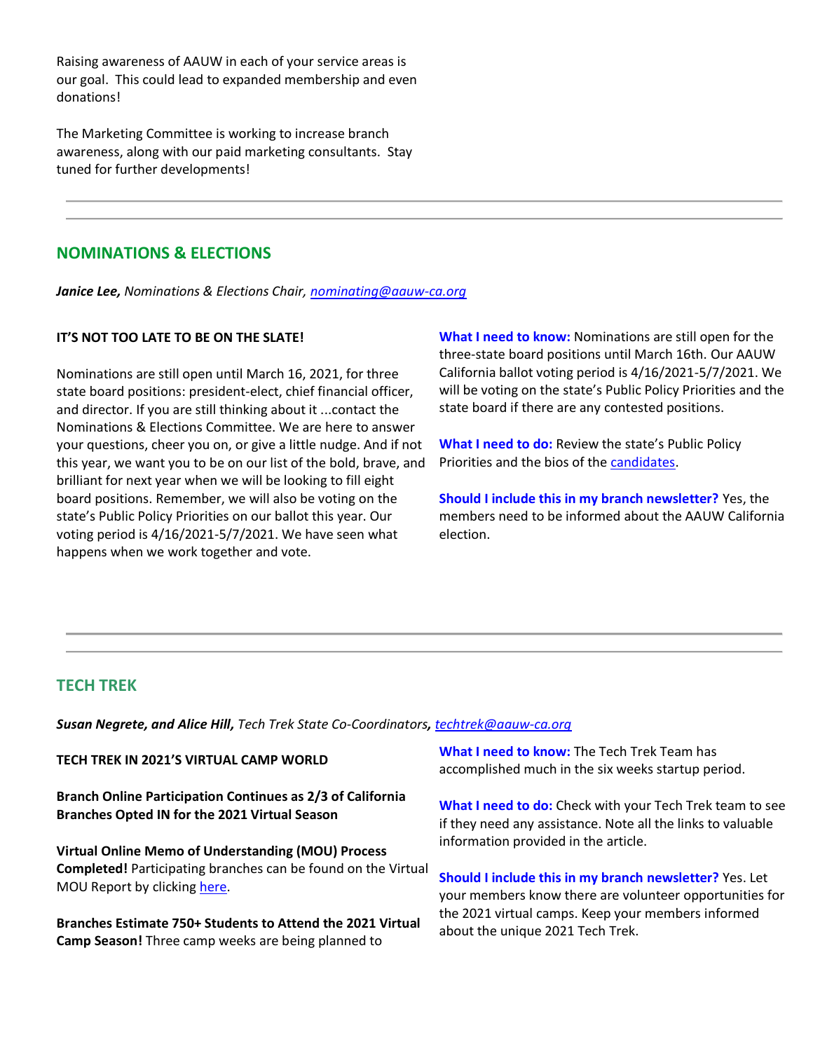Raising awareness of AAUW in each of your service areas is our goal. This could lead to expanded membership and even donations!

The Marketing Committee is working to increase branch awareness, along with our paid marketing consultants. Stay tuned for further developments!

---

## NOMINATIONS & ELECTIONS

***Janice Lee,*** *Nominations & Elections Chair, [nominating@aauw-ca.org](mailto:nominating@aauw-ca.org)*

**IT'S NOT TOO LATE TO BE ON THE SLATE!**

Nominations are still open until March 16, 2021, for three state board positions: president-elect, chief financial officer, and director. If you are still thinking about it ...contact the Nominations & Elections Committee. We are here to answer your questions, cheer you on, or give a little nudge. And if not this year, we want you to be on our list of the bold, brave, and brilliant for next year when we will be looking to fill eight board positions. Remember, we will also be voting on the state's Public Policy Priorities on our ballot this year. Our voting period is 4/16/2021-5/7/2021. We have seen what happens when we work together and vote.

**What I need to know:** Nominations are still open for the three-state board positions until March 16th. Our AAUW California ballot voting period is 4/16/2021-5/7/2021. We will be voting on the state's Public Policy Priorities and the state board if there are any contested positions.

**What I need to do:** Review the state's Public Policy Priorities and the bios of the candidates.

**Should I include this in my branch newsletter?** Yes, the members need to be informed about the AAUW California election.

---

## TECH TREK

***Susan Negrete, and Alice Hill,*** *Tech Trek State Co-Coordinators, [techtrek@aauw-ca.org](mailto:techtrek@aauw-ca.org)*

**TECH TREK IN 2021'S VIRTUAL CAMP WORLD**

**Branch Online Participation Continues as 2/3 of California Branches Opted IN for the 2021 Virtual Season**

**Virtual Online Memo of Understanding (MOU) Process Completed!** Participating branches can be found on the Virtual MOU Report by clicking here.

**Branches Estimate 750+ Students to Attend the 2021 Virtual Camp Season!** Three camp weeks are being planned to

**What I need to know:** The Tech Trek Team has accomplished much in the six weeks startup period.

**What I need to do:** Check with your Tech Trek team to see if they need any assistance. Note all the links to valuable information provided in the article.

**Should I include this in my branch newsletter?** Yes. Let your members know there are volunteer opportunities for the 2021 virtual camps. Keep your members informed about the unique 2021 Tech Trek.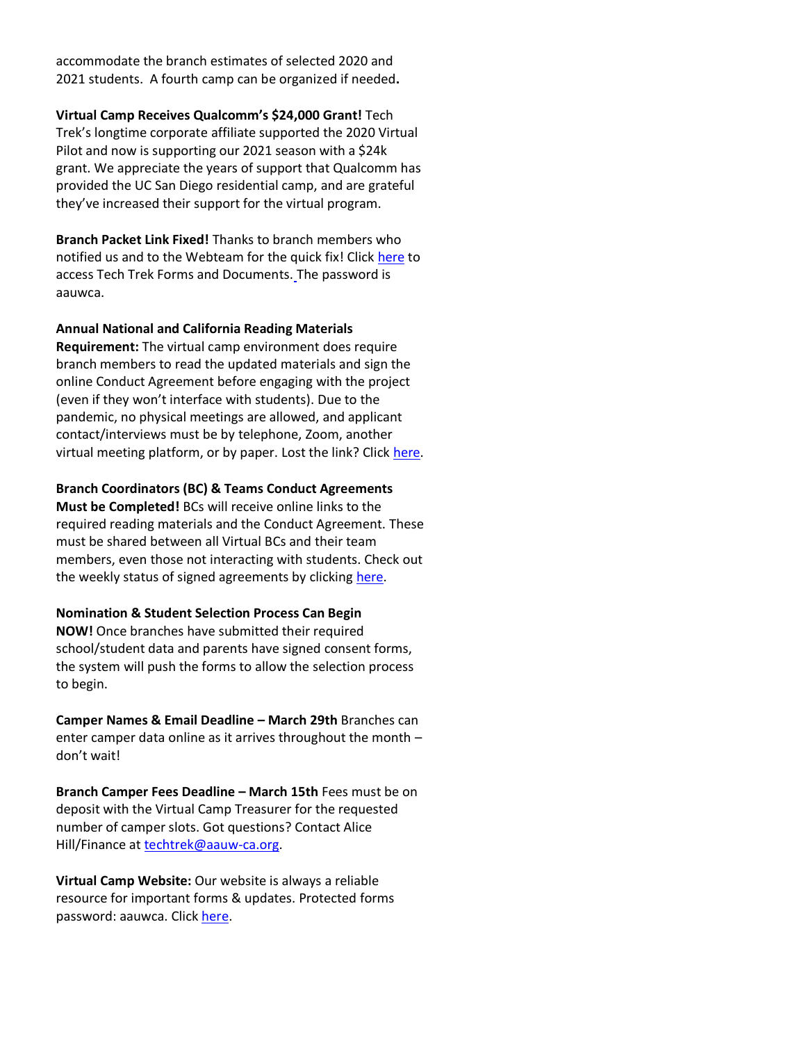accommodate the branch estimates of selected 2020 and 2021 students. A fourth camp can be organized if needed**.**

**Virtual Camp Receives Qualcomm's $24,000 Grant!** Tech Trek's longtime corporate affiliate supported the 2020 Virtual Pilot and now is supporting our 2021 season with a $24k grant. We appreciate the years of support that Qualcomm has provided the UC San Diego residential camp, and are grateful they've increased their support for the virtual program.

**Branch Packet Link Fixed!** Thanks to branch members who notified us and to the Webteam for the quick fix! Click here to access Tech Trek Forms and Documents. The password is aauwca.

**Annual National and California Reading Materials Requirement:** The virtual camp environment does require branch members to read the updated materials and sign the online Conduct Agreement before engaging with the project (even if they won't interface with students). Due to the pandemic, no physical meetings are allowed, and applicant contact/interviews must be by telephone, Zoom, another virtual meeting platform, or by paper. Lost the link? Click here.

**Branch Coordinators (BC) & Teams Conduct Agreements Must be Completed!** BCs will receive online links to the required reading materials and the Conduct Agreement. These must be shared between all Virtual BCs and their team members, even those not interacting with students. Check out the weekly status of signed agreements by clicking here.

**Nomination & Student Selection Process Can Begin NOW!** Once branches have submitted their required school/student data and parents have signed consent forms, the system will push the forms to allow the selection process to begin.

**Camper Names & Email Deadline – March 29th** Branches can enter camper data online as it arrives throughout the month – don't wait!

**Branch Camper Fees Deadline – March 15th** Fees must be on deposit with the Virtual Camp Treasurer for the requested number of camper slots. Got questions? Contact Alice Hill/Finance at techtrek@aauw-ca.org.

**Virtual Camp Website:** Our website is always a reliable resource for important forms & updates. Protected forms password: aauwca. Click here.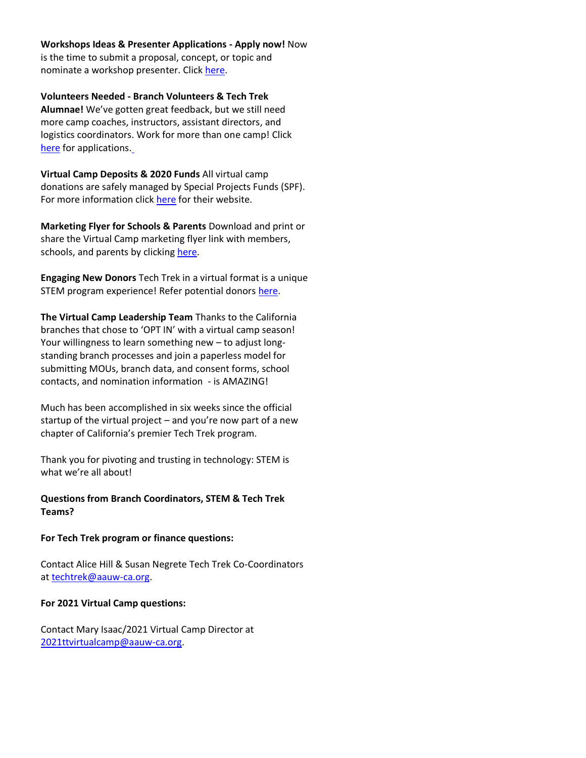**Workshops Ideas & Presenter Applications - Apply now!** Now is the time to submit a proposal, concept, or topic and nominate a workshop presenter. Click here.

**Volunteers Needed - Branch Volunteers & Tech Trek Alumnae!** We've gotten great feedback, but we still need more camp coaches, instructors, assistant directors, and logistics coordinators. Work for more than one camp! Click here for applications.

**Virtual Camp Deposits & 2020 Funds** All virtual camp donations are safely managed by Special Projects Funds (SPF). For more information click here for their website.

**Marketing Flyer for Schools & Parents** Download and print or share the Virtual Camp marketing flyer link with members, schools, and parents by clicking here.

**Engaging New Donors** Tech Trek in a virtual format is a unique STEM program experience! Refer potential donors here.

**The Virtual Camp Leadership Team** Thanks to the California branches that chose to 'OPT IN' with a virtual camp season! Your willingness to learn something new – to adjust long-standing branch processes and join a paperless model for submitting MOUs, branch data, and consent forms, school contacts, and nomination information - is AMAZING!

Much has been accomplished in six weeks since the official startup of the virtual project – and you're now part of a new chapter of California's premier Tech Trek program.

Thank you for pivoting and trusting in technology: STEM is what we're all about!

**Questions from Branch Coordinators, STEM & Tech Trek Teams?**

**For Tech Trek program or finance questions:**

Contact Alice Hill & Susan Negrete Tech Trek Co-Coordinators at techtrek@aauw-ca.org.

**For 2021 Virtual Camp questions:**

Contact Mary Isaac/2021 Virtual Camp Director at 2021ttvirtualcamp@aauw-ca.org.